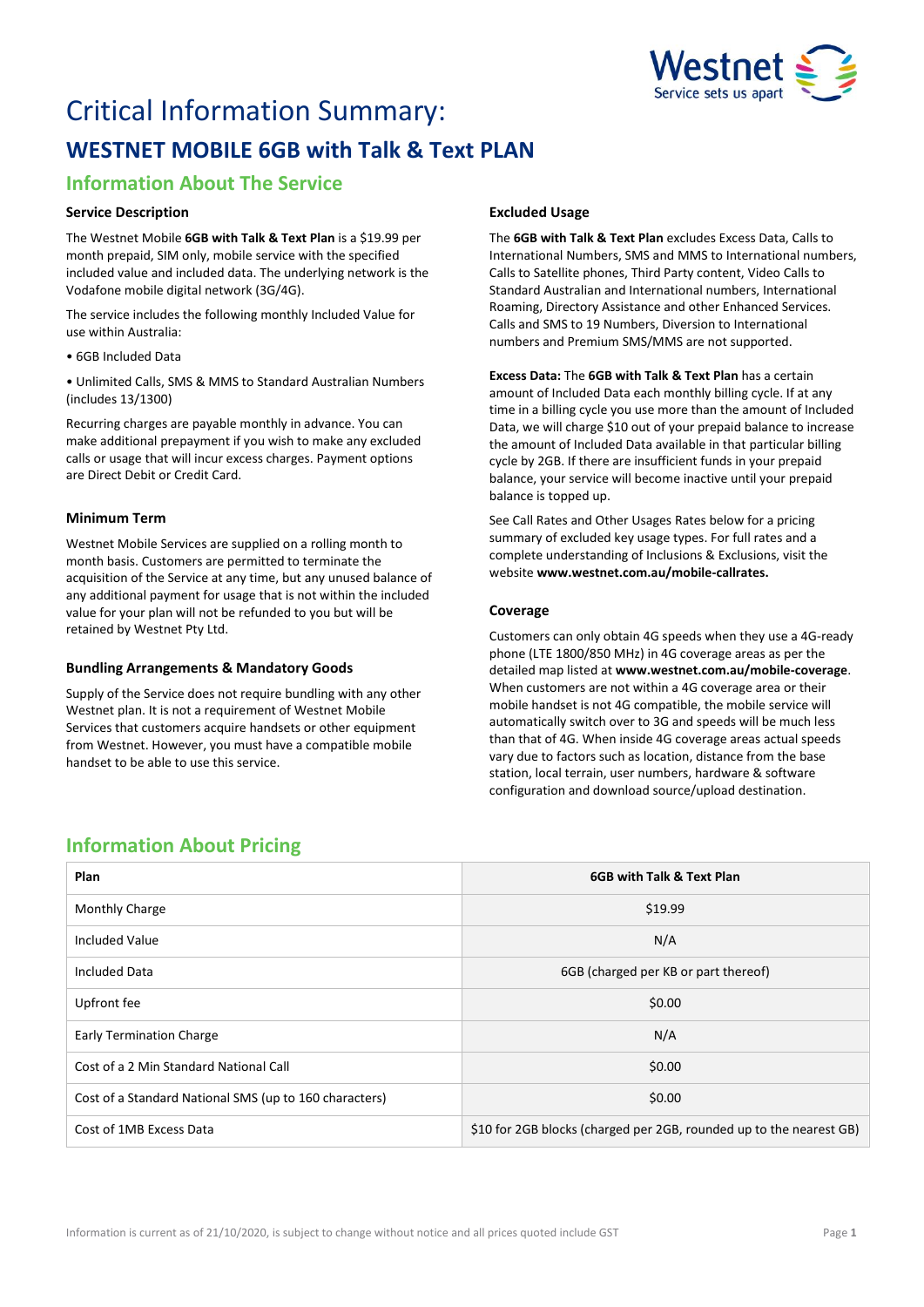# Critical Information Summary:

## WESTNET MOBILE 6GB with Talk & Text PLAN

## Information About The Service

### Service Description

The Westnet Mobile **6GB with Talk & Text Plan** is a $19.99 per month prepaid, SIM only, mobile service with the specified included value and included data. The underlying network is the Vodafone mobile digital network (3G/4G).

The service includes the following monthly Included Value for use within Australia:

• 6GB Included Data

• Unlimited Calls, SMS & MMS to Standard Australian Numbers (includes 13/1300)

Recurring charges are payable monthly in advance. You can make additional prepayment if you wish to make any excluded calls or usage that will incur excess charges. Payment options are Direct Debit or Credit Card.

### Minimum Term

Westnet Mobile Services are supplied on a rolling month to month basis. Customers are permitted to terminate the acquisition of the Service at any time, but any unused balance of any additional payment for usage that is not within the included value for your plan will not be refunded to you but will be retained by Westnet Pty Ltd.

### Bundling Arrangements & Mandatory Goods

Supply of the Service does not require bundling with any other Westnet plan. It is not a requirement of Westnet Mobile Services that customers acquire handsets or other equipment from Westnet. However, you must have a compatible mobile handset to be able to use this service.

### Excluded Usage

The **6GB with Talk & Text Plan** excludes Excess Data, Calls to International Numbers, SMS and MMS to International numbers, Calls to Satellite phones, Third Party content, Video Calls to Standard Australian and International numbers, International Roaming, Directory Assistance and other Enhanced Services. Calls and SMS to 19 Numbers, Diversion to International numbers and Premium SMS/MMS are not supported.

**Excess Data:** The **6GB with Talk & Text Plan** has a certain amount of Included Data each monthly billing cycle. If at any time in a billing cycle you use more than the amount of Included Data, we will charge $10 out of your prepaid balance to increase the amount of Included Data available in that particular billing cycle by 2GB. If there are insufficient funds in your prepaid balance, your service will become inactive until your prepaid balance is topped up.

See Call Rates and Other Usages Rates below for a pricing summary of excluded key usage types. For full rates and a complete understanding of Inclusions & Exclusions, visit the website **www.westnet.com.au/mobile-callrates.**

### Coverage

Customers can only obtain 4G speeds when they use a 4G-ready phone (LTE 1800/850 MHz) in 4G coverage areas as per the detailed map listed at **www.westnet.com.au/mobile-coverage**. When customers are not within a 4G coverage area or their mobile handset is not 4G compatible, the mobile service will automatically switch over to 3G and speeds will be much less than that of 4G. When inside 4G coverage areas actual speeds vary due to factors such as location, distance from the base station, local terrain, user numbers, hardware & software configuration and download source/upload destination.

## Information About Pricing

| Plan | 6GB with Talk & Text Plan |
| --- | --- |
| Monthly Charge | $19.99 |
| Included Value | N/A |
| Included Data | 6GB (charged per KB or part thereof) |
| Upfront fee | $0.00 |
| Early Termination Charge | N/A |
| Cost of a 2 Min Standard National Call | $0.00 |
| Cost of a Standard National SMS (up to 160 characters) | $0.00 |
| Cost of 1MB Excess Data | $10 for 2GB blocks (charged per 2GB, rounded up to the nearest GB) |

Information is current as of 21/10/2020, is subject to change without notice and all prices quoted include GST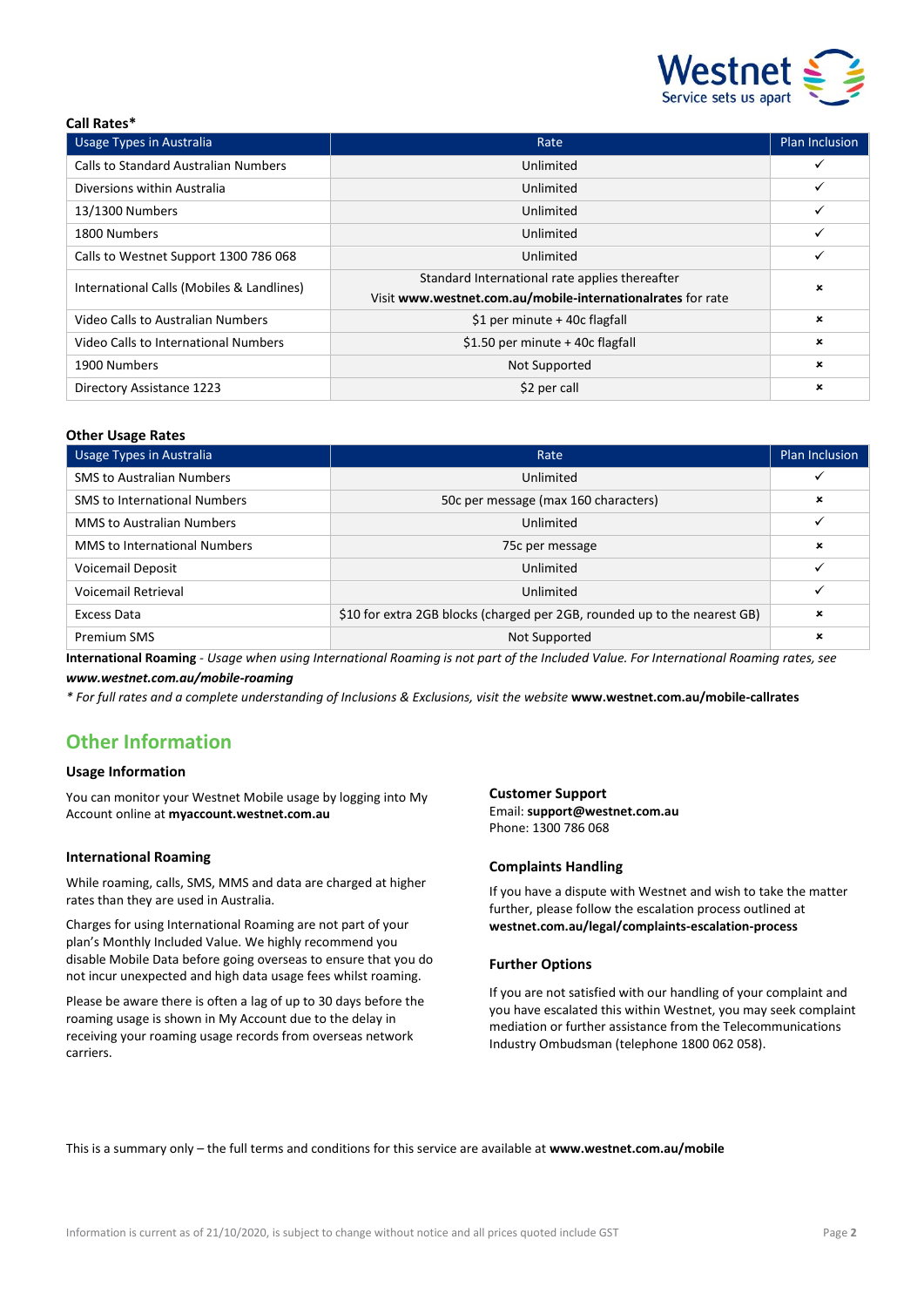**Call Rates***

| Usage Types in Australia | Rate | Plan Inclusion |
|---|---|---|
| Calls to Standard Australian Numbers | Unlimited | ✓ |
| Diversions within Australia | Unlimited | ✓ |
| 13/1300 Numbers | Unlimited | ✓ |
| 1800 Numbers | Unlimited | ✓ |
| Calls to Westnet Support 1300 786 068 | Unlimited | ✓ |
| International Calls (Mobiles & Landlines) | Standard International rate applies thereafter Visit **www.westnet.com.au/mobile-internationalrates** for rate | ✗ |
| Video Calls to Australian Numbers | $1 per minute + 40c flagfall | ✗ |
| Video Calls to International Numbers | $1.50 per minute + 40c flagfall | ✗ |
| 1900 Numbers | Not Supported | ✗ |
| Directory Assistance 1223 | $2 per call | ✗ |

**Other Usage Rates**

| Usage Types in Australia | Rate | Plan Inclusion |
|---|---|---|
| SMS to Australian Numbers | Unlimited | ✓ |
| SMS to International Numbers | 50c per message (max 160 characters) | ✗ |
| MMS to Australian Numbers | Unlimited | ✓ |
| MMS to International Numbers | 75c per message | ✗ |
| Voicemail Deposit | Unlimited | ✓ |
| Voicemail Retrieval | Unlimited | ✓ |
| Excess Data | $10 for extra 2GB blocks (charged per 2GB, rounded up to the nearest GB) | ✗ |
| Premium SMS | Not Supported | ✗ |

**International Roaming** - *Usage when using International Roaming is not part of the Included Value. For International Roaming rates, see* ***www.westnet.com.au/mobile-roaming***

* *For full rates and a complete understanding of Inclusions & Exclusions, visit the website* **www.westnet.com.au/mobile-callrates**

## Other Information

### Usage Information

You can monitor your Westnet Mobile usage by logging into My Account online at **myaccount.westnet.com.au**

### International Roaming

While roaming, calls, SMS, MMS and data are charged at higher rates than they are used in Australia.

Charges for using International Roaming are not part of your plan's Monthly Included Value. We highly recommend you disable Mobile Data before going overseas to ensure that you do not incur unexpected and high data usage fees whilst roaming.

Please be aware there is often a lag of up to 30 days before the roaming usage is shown in My Account due to the delay in receiving your roaming usage records from overseas network carriers.

### Customer Support

Email: **support@westnet.com.au**
Phone: 1300 786 068

### Complaints Handling

If you have a dispute with Westnet and wish to take the matter further, please follow the escalation process outlined at **westnet.com.au/legal/complaints-escalation-process**

### Further Options

If you are not satisfied with our handling of your complaint and you have escalated this within Westnet, you may seek complaint mediation or further assistance from the Telecommunications Industry Ombudsman (telephone 1800 062 058).

This is a summary only – the full terms and conditions for this service are available at **www.westnet.com.au/mobile**

Information is current as of 21/10/2020, is subject to change without notice and all prices quoted include GST